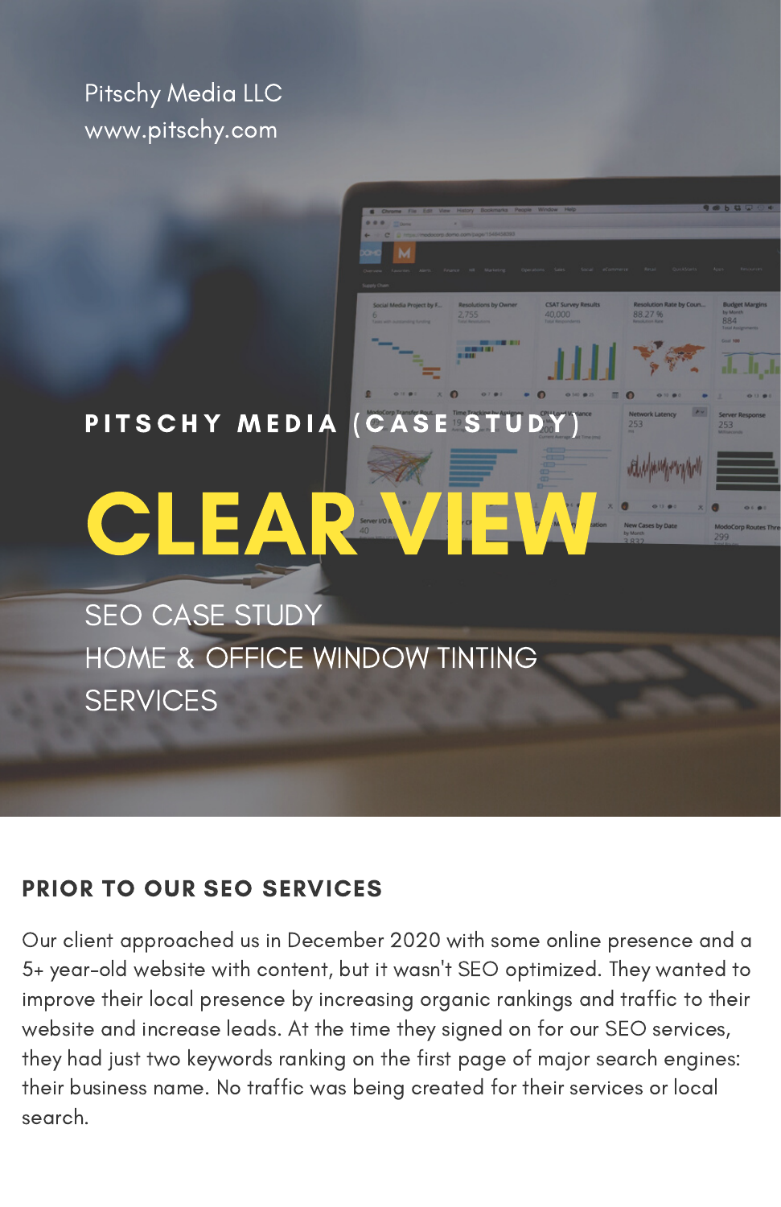Pitschy Media LLC
www.pitschy.com

PITSCHY MEDIA (CASE STUDY)

# CLEAR VIEW

SEO CASE STUDY
HOME & OFFICE WINDOW TINTING SERVICES

## PRIOR TO OUR SEO SERVICES

Our client approached us in December 2020 with some online presence and a 5+ year-old website with content, but it wasn't SEO optimized. They wanted to improve their local presence by increasing organic rankings and traffic to their website and increase leads. At the time they signed on for our SEO services, they had just two keywords ranking on the first page of major search engines: their business name. No traffic was being created for their services or local search.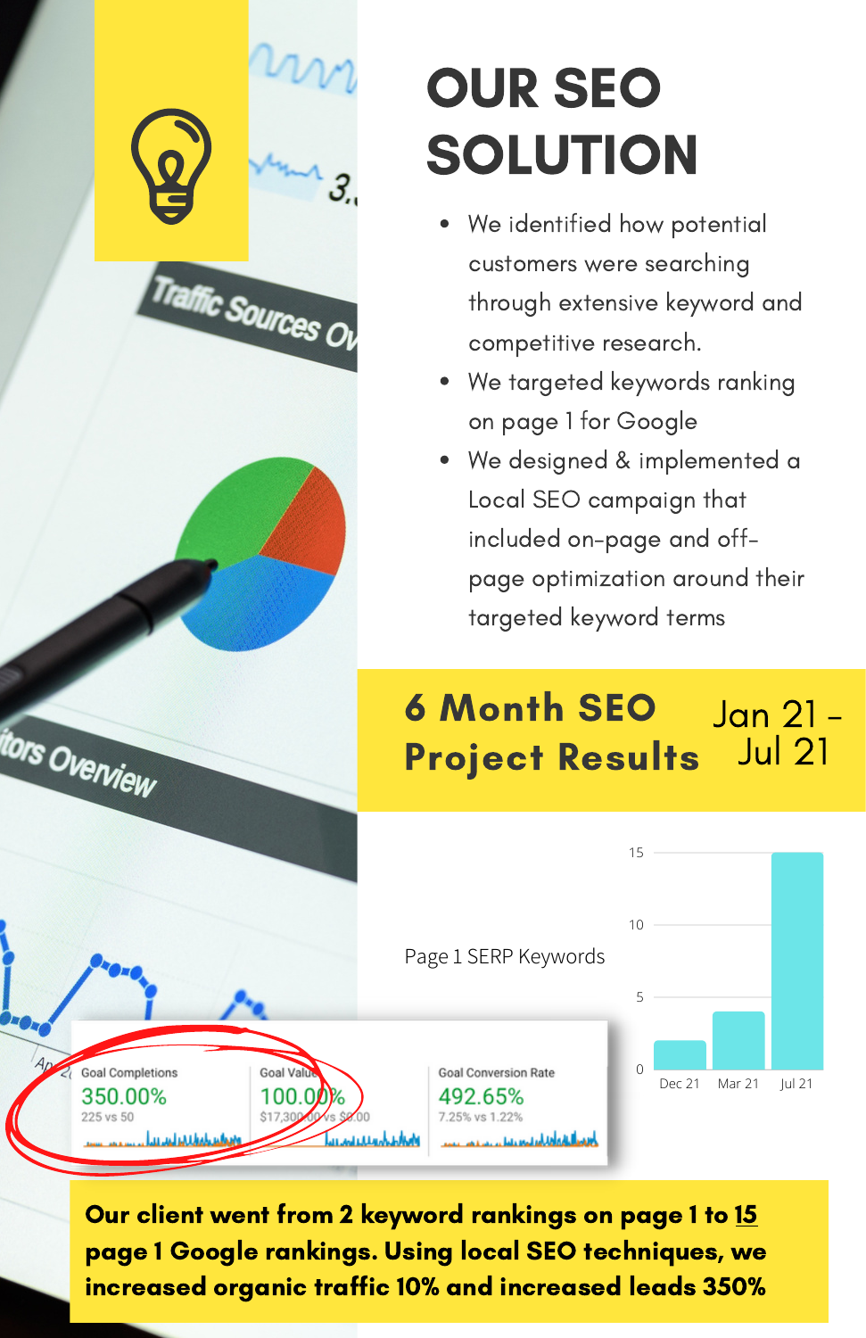# OUR SEO SOLUTION

- We identified how potential customers were searching through extensive keyword and competitive research.
- We targeted keywords ranking on page 1 for Google
- We designed & implemented a Local SEO campaign that included on-page and off-page optimization around their targeted keyword terms

## 6 Month SEO Project Results

Jan 21 - Jul 21

Page 1 SERP Keywords

15
10
5
0
Dec 21
Mar 21
Jul 21

Goal Completions
350.00%
225 vs 50

Goal Value
100.00%
$17,300.00 vs $0.00

Goal Conversion Rate
492.65%
7.25% vs 1.22%

**Our client went from 2 keyword rankings on page 1 to 15 page 1 Google rankings. Using local SEO techniques, we increased organic traffic 10% and increased leads 350%**